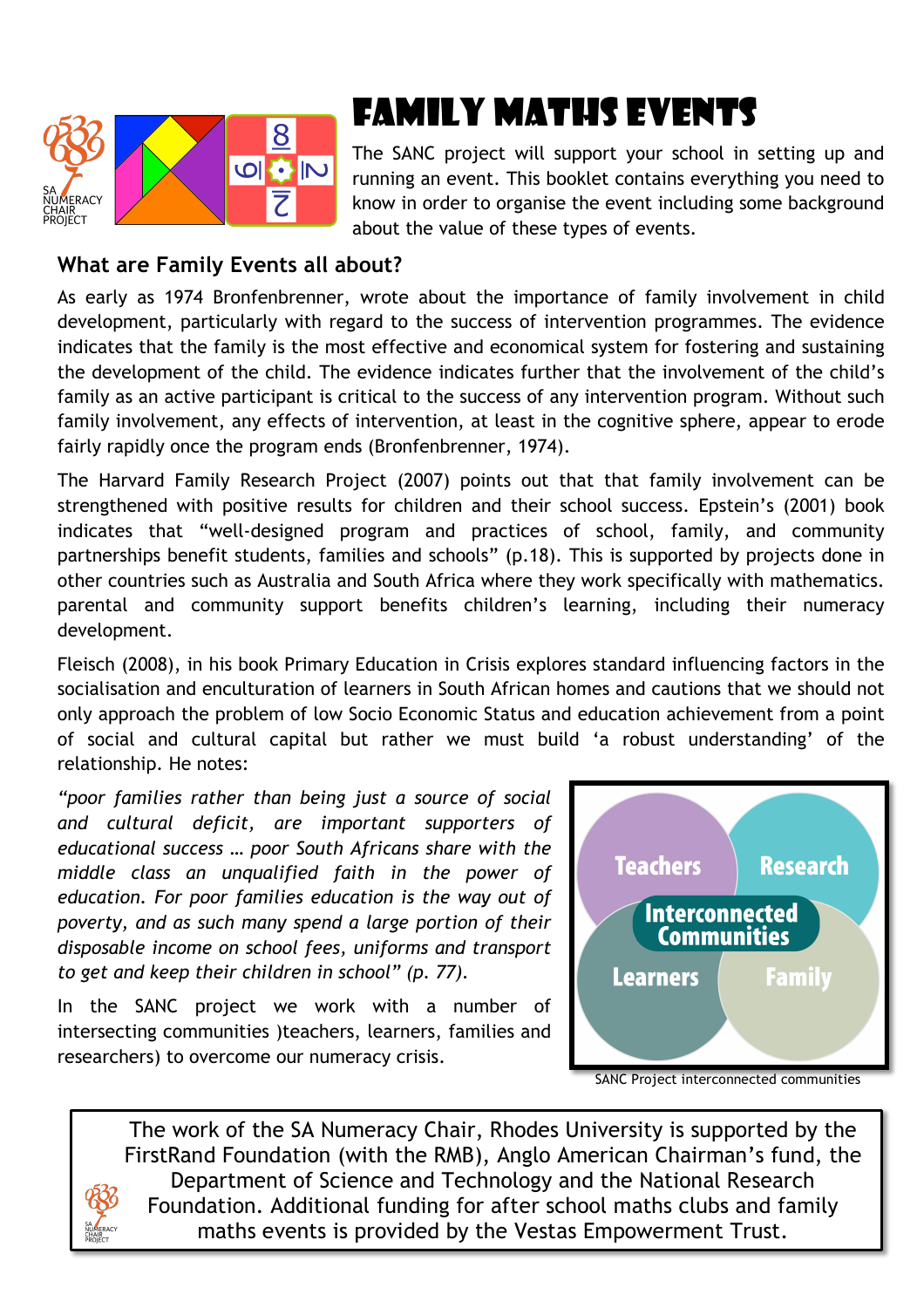# Family Maths Events

The SANC project will support your school in setting up and running an event. This booklet contains everything you need to know in order to organise the event including some background about the value of these types of events.

## What are Family Events all about?

As early as 1974 Bronfenbrenner, wrote about the importance of family involvement in child development, particularly with regard to the success of intervention programmes. The evidence indicates that the family is the most effective and economical system for fostering and sustaining the development of the child. The evidence indicates further that the involvement of the child's family as an active participant is critical to the success of any intervention program. Without such family involvement, any effects of intervention, at least in the cognitive sphere, appear to erode fairly rapidly once the program ends (Bronfenbrenner, 1974).

The Harvard Family Research Project (2007) points out that that family involvement can be strengthened with positive results for children and their school success. Epstein's (2001) book indicates that "well-designed program and practices of school, family, and community partnerships benefit students, families and schools" (p.18). This is supported by projects done in other countries such as Australia and South Africa where they work specifically with mathematics. parental and community support benefits children's learning, including their numeracy development.

Fleisch (2008), in his book Primary Education in Crisis explores standard influencing factors in the socialisation and enculturation of learners in South African homes and cautions that we should not only approach the problem of low Socio Economic Status and education achievement from a point of social and cultural capital but rather we must build 'a robust understanding' of the relationship. He notes:

*"poor families rather than being just a source of social and cultural deficit, are important supporters of educational success … poor South Africans share with the middle class an unqualified faith in the power of education. For poor families education is the way out of poverty, and as such many spend a large portion of their disposable income on school fees, uniforms and transport to get and keep their children in school" (p. 77).*

In the SANC project we work with a number of intersecting communities )teachers, learners, families and researchers) to overcome our numeracy crisis.

SANC Project interconnected communities

The work of the SA Numeracy Chair, Rhodes University is supported by the FirstRand Foundation (with the RMB), Anglo American Chairman's fund, the Department of Science and Technology and the National Research Foundation. Additional funding for after school maths clubs and family maths events is provided by the Vestas Empowerment Trust.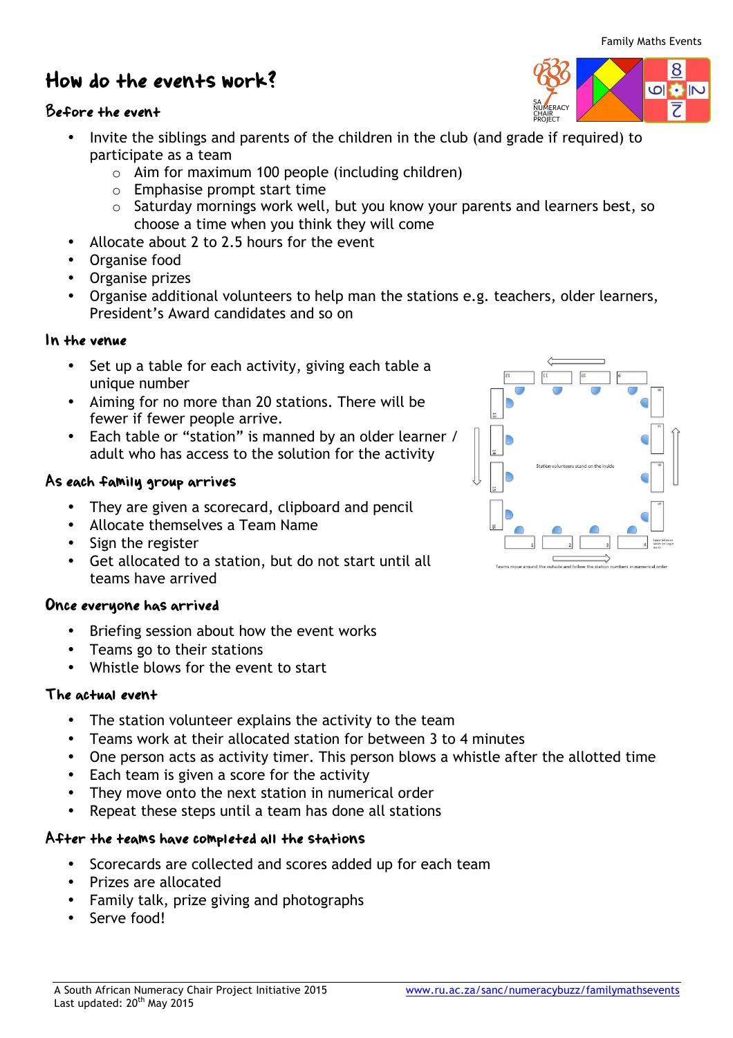# How do the events work?

### Before the event

- Invite the siblings and parents of the children in the club (and grade if required) to participate as a team
  - Aim for maximum 100 people (including children)
  - Emphasise prompt start time
  - Saturday mornings work well, but you know your parents and learners best, so choose a time when you think they will come
- Allocate about 2 to 2.5 hours for the event
- Organise food
- Organise prizes
- Organise additional volunteers to help man the stations e.g. teachers, older learners, President's Award candidates and so on

### In the venue

- Set up a table for each activity, giving each table a unique number
- Aiming for no more than 20 stations. There will be fewer if fewer people arrive.
- Each table or "station" is manned by an older learner / adult who has access to the solution for the activity

Station volunteers stand on the inside

Teams move around the outside and follow the station numbers in numerical order

### As each family group arrives

- They are given a scorecard, clipboard and pencil
- Allocate themselves a Team Name
- Sign the register
- Get allocated to a station, but do not start until all teams have arrived

### Once everyone has arrived

- Briefing session about how the event works
- Teams go to their stations
- Whistle blows for the event to start

### The actual event

- The station volunteer explains the activity to the team
- Teams work at their allocated station for between 3 to 4 minutes
- One person acts as activity timer. This person blows a whistle after the allotted time
- Each team is given a score for the activity
- They move onto the next station in numerical order
- Repeat these steps until a team has done all stations

### After the teams have completed all the stations

- Scorecards are collected and scores added up for each team
- Prizes are allocated
- Family talk, prize giving and photographs
- Serve food!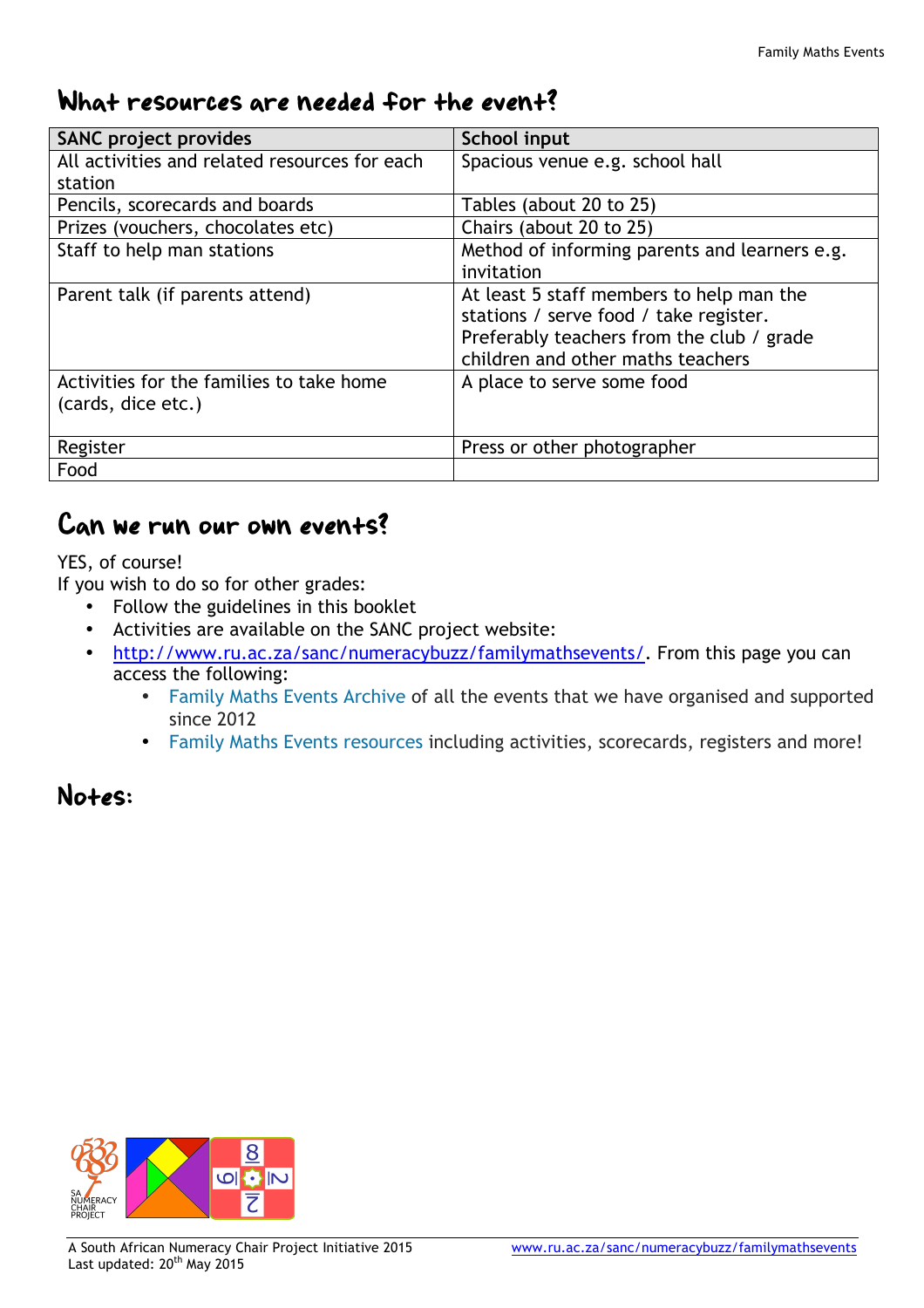## What resources are needed for the event?

| SANC project provides | School input |
|---|---|
| All activities and related resources for each station | Spacious venue e.g. school hall |
| Pencils, scorecards and boards | Tables (about 20 to 25) |
| Prizes (vouchers, chocolates etc) | Chairs (about 20 to 25) |
| Staff to help man stations | Method of informing parents and learners e.g. invitation |
| Parent talk (if parents attend) | At least 5 staff members to help man the stations / serve food / take register. Preferably teachers from the club / grade children and other maths teachers |
| Activities for the families to take home (cards, dice etc.) | A place to serve some food |
| Register | Press or other photographer |
| Food | |

## Can we run our own events?

YES, of course!
If you wish to do so for other grades:

- Follow the guidelines in this booklet
- Activities are available on the SANC project website:
- http://www.ru.ac.za/sanc/numeracybuzz/familymathsevents/. From this page you can access the following:
    - Family Maths Events Archive of all the events that we have organised and supported since 2012
    - Family Maths Events resources including activities, scorecards, registers and more!

## Notes:

A South African Numeracy Chair Project Initiative 2015
Last updated: 20th May 2015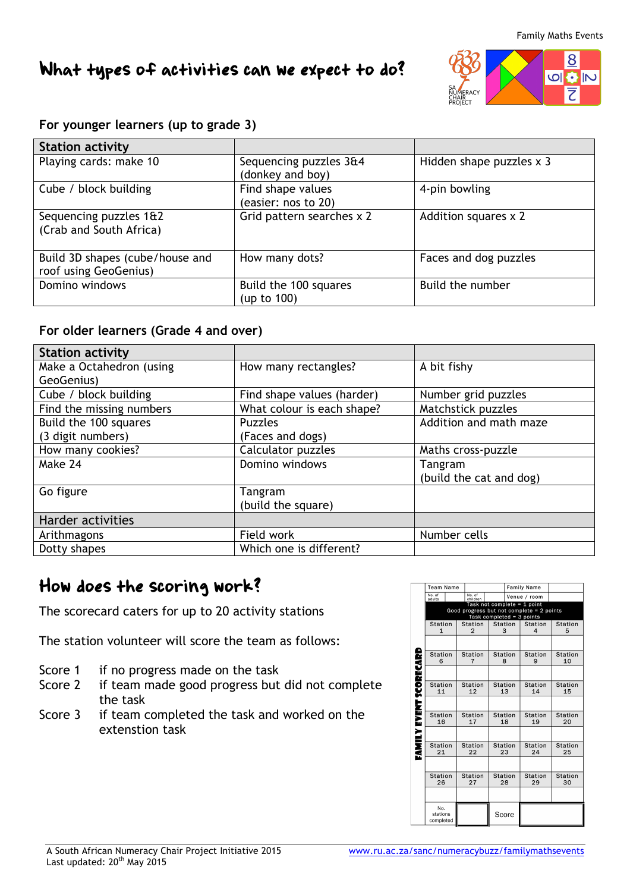# What types of activities can we expect to do?

## For younger learners (up to grade 3)

| Station activity | | |
|---|---|---|
| Playing cards: make 10 | Sequencing puzzles 3&4 (donkey and boy) | Hidden shape puzzles x 3 |
| Cube / block building | Find shape values (easier: nos to 20) | 4-pin bowling |
| Sequencing puzzles 1&2 (Crab and South Africa) | Grid pattern searches x 2 | Addition squares x 2 |
| Build 3D shapes (cube/house and roof using GeoGenius) | How many dots? | Faces and dog puzzles |
| Domino windows | Build the 100 squares (up to 100) | Build the number |

## For older learners (Grade 4 and over)

| Station activity | | |
|---|---|---|
| Make a Octahedron (using GeoGenius) | How many rectangles? | A bit fishy |
| Cube / block building | Find shape values (harder) | Number grid puzzles |
| Find the missing numbers | What colour is each shape? | Matchstick puzzles |
| Build the 100 squares (3 digit numbers) | Puzzles (Faces and dogs) | Addition and math maze |
| How many cookies? | Calculator puzzles | Maths cross-puzzle |
| Make 24 | Domino windows | Tangram (build the cat and dog) |
| Go figure | Tangram (build the square) | |
| **Harder activities** | | |
| Arithmagons | Field work | Number cells |
| Dotty shapes | Which one is different? | |

# How does the scoring work?

The scorecard caters for up to 20 activity stations

The station volunteer will score the team as follows:

Score 1 if no progress made on the task
Score 2 if team made good progress but did not complete the task
Score 3 if team completed the task and worked on the extenstion task

FAMILY EVENT SCORECARD

| Team Name | | Family Name | |
|---|---|---|---|
| No. of adults | No. of children | Venue / room | |

Task not complete = 1 point
Good progress but not complete = 2 points
Task completed = 3 points

| | | | | |
|---|---|---|---|---|
| Station 1 | Station 2 | Station 3 | Station 4 | Station 5 |
| Station 6 | Station 7 | Station 8 | Station 9 | Station 10 |
| Station 11 | Station 12 | Station 13 | Station 14 | Station 15 |
| Station 16 | Station 17 | Station 18 | Station 19 | Station 20 |
| Station 21 | Station 22 | Station 23 | Station 24 | Station 25 |
| Station 26 | Station 27 | Station 28 | Station 29 | Station 30 |
| No. stations completed | | Score | | |

A South African Numeracy Chair Project Initiative 2015
Last updated: 20th May 2015

www.ru.ac.za/sanc/numeracybuzz/familymathsevents